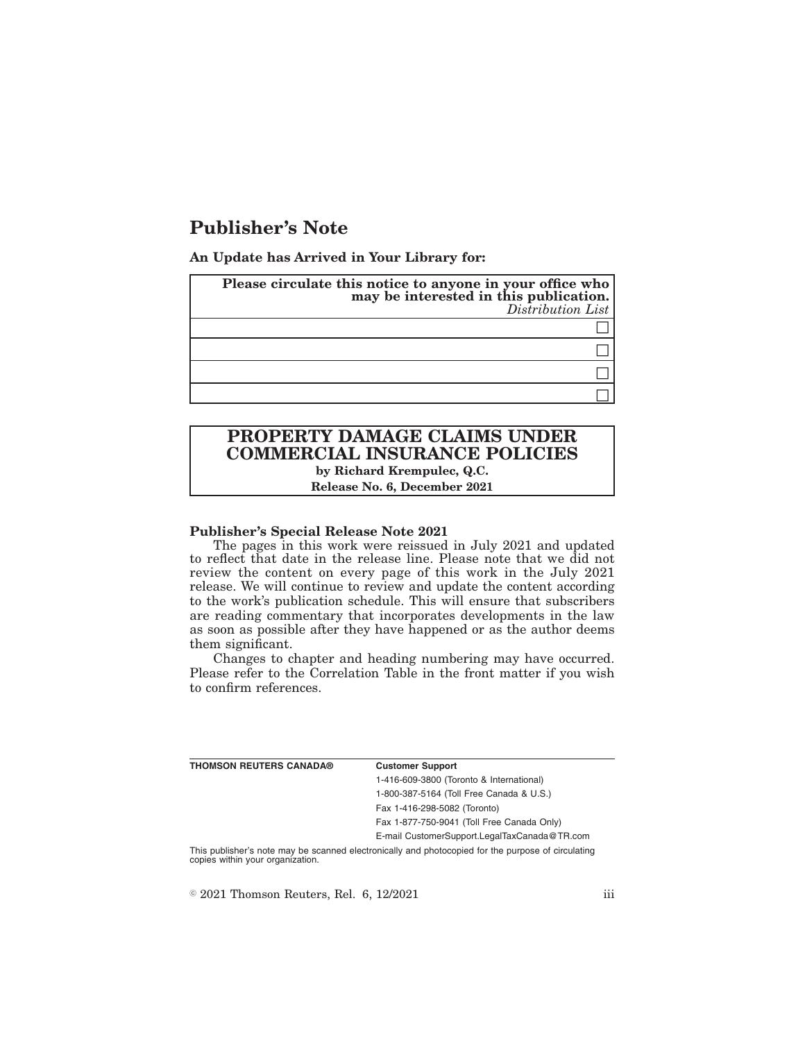# Publisher's Note

**An Update has Arrived in Your Library for:**

| **Please circulate this notice to anyone in your office who may be interested in this publication.** *Distribution List* |
| --- |
| ☐ |
| ☐ |
| ☐ |
| ☐ |

## PROPERTY DAMAGE CLAIMS UNDER COMMERCIAL INSURANCE POLICIES

**by Richard Krempulec, Q.C.**

**Release No. 6, December 2021**

### Publisher's Special Release Note 2021

The pages in this work were reissued in July 2021 and updated to reflect that date in the release line. Please note that we did not review the content on every page of this work in the July 2021 release. We will continue to review and update the content according to the work's publication schedule. This will ensure that subscribers are reading commentary that incorporates developments in the law as soon as possible after they have happened or as the author deems them significant.

Changes to chapter and heading numbering may have occurred. Please refer to the Correlation Table in the front matter if you wish to confirm references.

**THOMSON REUTERS CANADA®**

**Customer Support**

1-416-609-3800 (Toronto & International)

1-800-387-5164 (Toll Free Canada & U.S.)

Fax 1-416-298-5082 (Toronto)

Fax 1-877-750-9041 (Toll Free Canada Only)

E-mail CustomerSupport.LegalTaxCanada@TR.com

This publisher's note may be scanned electronically and photocopied for the purpose of circulating copies within your organization.

© 2021 Thomson Reuters, Rel. 6, 12/2021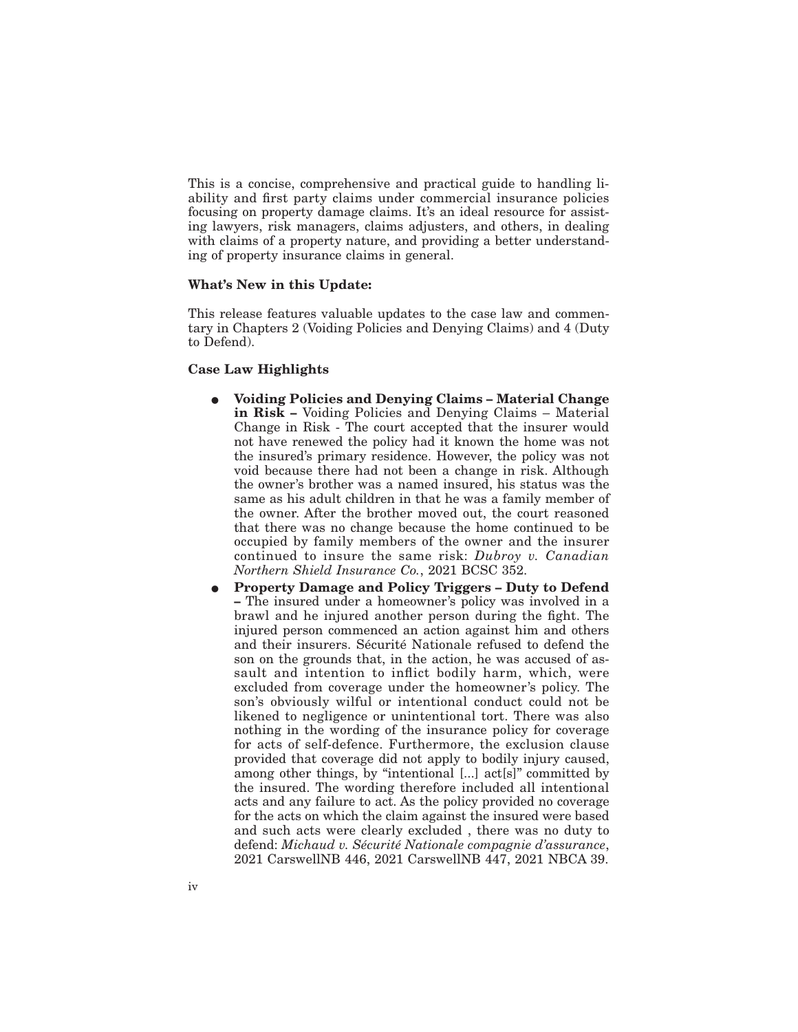This is a concise, comprehensive and practical guide to handling liability and first party claims under commercial insurance policies focusing on property damage claims. It's an ideal resource for assisting lawyers, risk managers, claims adjusters, and others, in dealing with claims of a property nature, and providing a better understanding of property insurance claims in general.

**What's New in this Update:**

This release features valuable updates to the case law and commentary in Chapters 2 (Voiding Policies and Denying Claims) and 4 (Duty to Defend).

**Case Law Highlights**

- **Voiding Policies and Denying Claims – Material Change in Risk –** Voiding Policies and Denying Claims – Material Change in Risk - The court accepted that the insurer would not have renewed the policy had it known the home was not the insured's primary residence. However, the policy was not void because there had not been a change in risk. Although the owner's brother was a named insured, his status was the same as his adult children in that he was a family member of the owner. After the brother moved out, the court reasoned that there was no change because the home continued to be occupied by family members of the owner and the insurer continued to insure the same risk: *Dubroy v. Canadian Northern Shield Insurance Co.*, 2021 BCSC 352.
- **Property Damage and Policy Triggers – Duty to Defend –** The insured under a homeowner's policy was involved in a brawl and he injured another person during the fight. The injured person commenced an action against him and others and their insurers. Sécurité Nationale refused to defend the son on the grounds that, in the action, he was accused of assault and intention to inflict bodily harm, which, were excluded from coverage under the homeowner's policy. The son's obviously wilful or intentional conduct could not be likened to negligence or unintentional tort. There was also nothing in the wording of the insurance policy for coverage for acts of self-defence. Furthermore, the exclusion clause provided that coverage did not apply to bodily injury caused, among other things, by "intentional [...] act[s]" committed by the insured. The wording therefore included all intentional acts and any failure to act. As the policy provided no coverage for the acts on which the claim against the insured were based and such acts were clearly excluded , there was no duty to defend: *Michaud v. Sécurité Nationale compagnie d'assurance*, 2021 CarswellNB 446, 2021 CarswellNB 447, 2021 NBCA 39.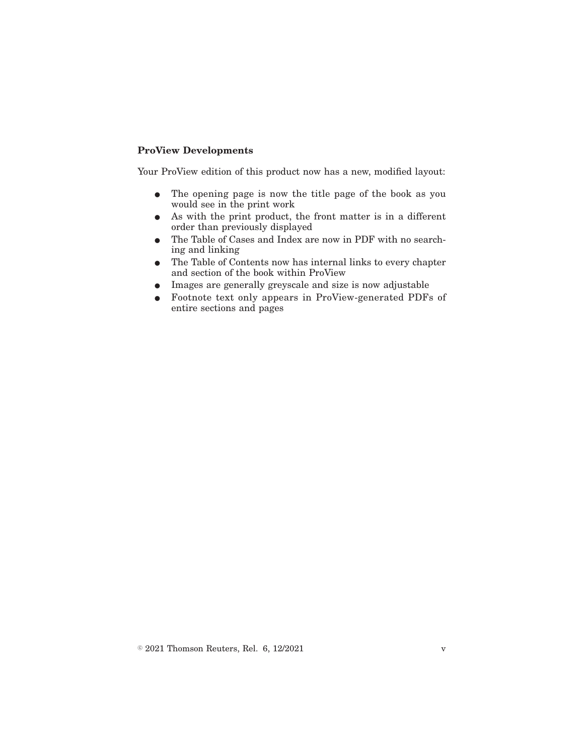**ProView Developments**

Your ProView edition of this product now has a new, modified layout:

- The opening page is now the title page of the book as you would see in the print work
- As with the print product, the front matter is in a different order than previously displayed
- The Table of Cases and Index are now in PDF with no searching and linking
- The Table of Contents now has internal links to every chapter and section of the book within ProView
- Images are generally greyscale and size is now adjustable
- Footnote text only appears in ProView-generated PDFs of entire sections and pages

© 2021 Thomson Reuters, Rel. 6, 12/2021